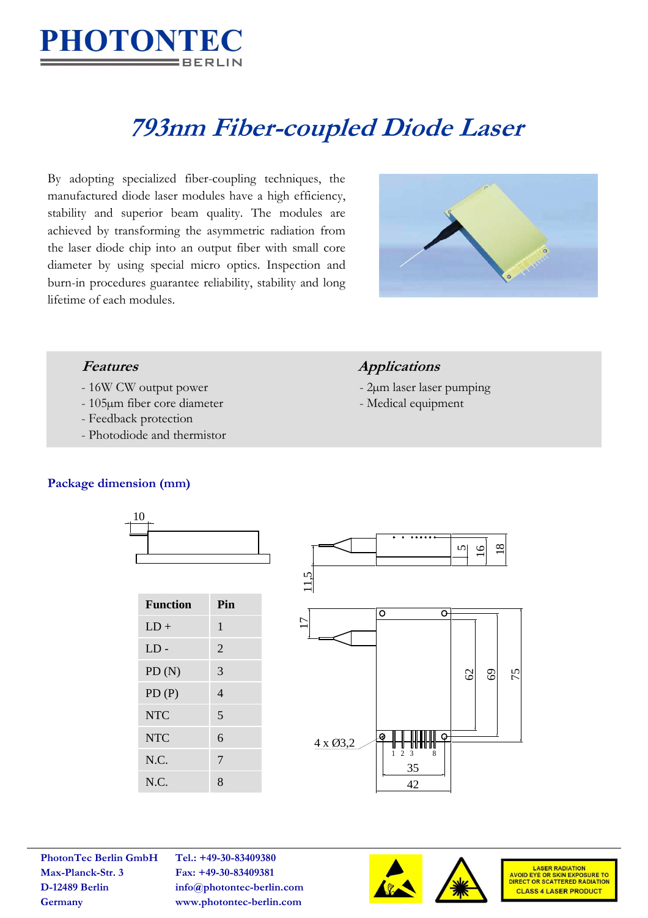# PHOTONTEC
BERLIN

# 793nm Fiber-coupled Diode Laser

By adopting specialized fiber-coupling techniques, the manufactured diode laser modules have a high efficiency, stability and superior beam quality. The modules are achieved by transforming the asymmetric radiation from the laser diode chip into an output fiber with small core diameter by using special micro optics. Inspection and burn-in procedures guarantee reliability, stability and long lifetime of each modules.

### Features

- 16W CW output power
- 105µm fiber core diameter
- Feedback protection
- Photodiode and thermistor

### Applications

- 2µm laser laser pumping
- Medical equipment

### Package dimension (mm)

| Function | Pin |
|---|---|
| LD + | 1 |
| LD - | 2 |
| PD (N) | 3 |
| PD (P) | 4 |
| NTC | 5 |
| NTC | 6 |
| N.C. | 7 |
| N.C. | 8 |

10, 5, 16, 18, 11,5, 17, 62, 69, 75, 4 x Ø3,2, 1 2 3 8, 35, 42

**PhotonTec Berlin GmbH**
**Max-Planck-Str. 3**
**D-12489 Berlin**
**Germany**

**Tel.: +49-30-83409380**
**Fax: +49-30-83409381**
**info@photontec-berlin.com**
**www.photontec-berlin.com**

LASER RADIATION
AVOID EYE OR SKIN EXPOSURE TO DIRECT OR SCATTERED RADIATION
CLASS 4 LASER PRODUCT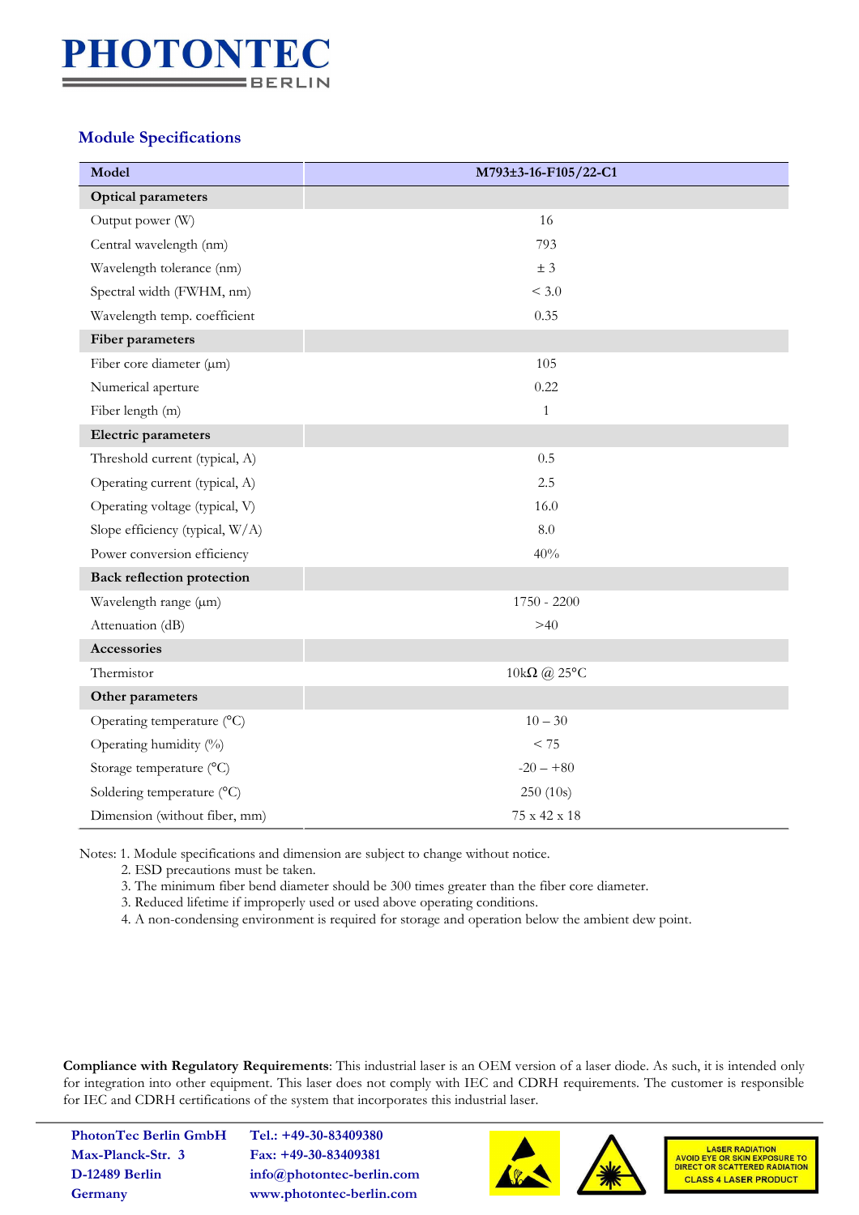**PHOTONTEC**
BERLIN

## Module Specifications

| Model | M793±3-16-F105/22-C1 |
|---|---|
| **Optical parameters** | |
| Output power (W) | 16 |
| Central wavelength (nm) | 793 |
| Wavelength tolerance (nm) | ± 3 |
| Spectral width (FWHM, nm) | < 3.0 |
| Wavelength temp. coefficient | 0.35 |
| **Fiber parameters** | |
| Fiber core diameter (µm) | 105 |
| Numerical aperture | 0.22 |
| Fiber length (m) | 1 |
| **Electric parameters** | |
| Threshold current (typical, A) | 0.5 |
| Operating current (typical, A) | 2.5 |
| Operating voltage (typical, V) | 16.0 |
| Slope efficiency (typical, W/A) | 8.0 |
| Power conversion efficiency | 40% |
| **Back reflection protection** | |
| Wavelength range (µm) | 1750 - 2200 |
| Attenuation (dB) | >40 |
| **Accessories** | |
| Thermistor | 10kΩ @ 25°C |
| **Other parameters** | |
| Operating temperature (°C) | 10 – 30 |
| Operating humidity (%) | < 75 |
| Storage temperature (°C) | -20 – +80 |
| Soldering temperature (°C) | 250 (10s) |
| Dimension (without fiber, mm) | 75 x 42 x 18 |

Notes: 1. Module specifications and dimension are subject to change without notice.
2. ESD precautions must be taken.
3. The minimum fiber bend diameter should be 300 times greater than the fiber core diameter.
3. Reduced lifetime if improperly used or used above operating conditions.
4. A non-condensing environment is required for storage and operation below the ambient dew point.

**Compliance with Regulatory Requirements**: This industrial laser is an OEM version of a laser diode. As such, it is intended only for integration into other equipment. This laser does not comply with IEC and CDRH requirements. The customer is responsible for IEC and CDRH certifications of the system that incorporates this industrial laser.

**PhotonTec Berlin GmbH**
**Max-Planck-Str. 3**
**D-12489 Berlin**
**Germany**

**Tel.: +49-30-83409380**
**Fax: +49-30-83409381**
**info@photontec-berlin.com**
**www.photontec-berlin.com**

LASER RADIATION
AVOID EYE OR SKIN EXPOSURE TO DIRECT OR SCATTERED RADIATION
CLASS 4 LASER PRODUCT